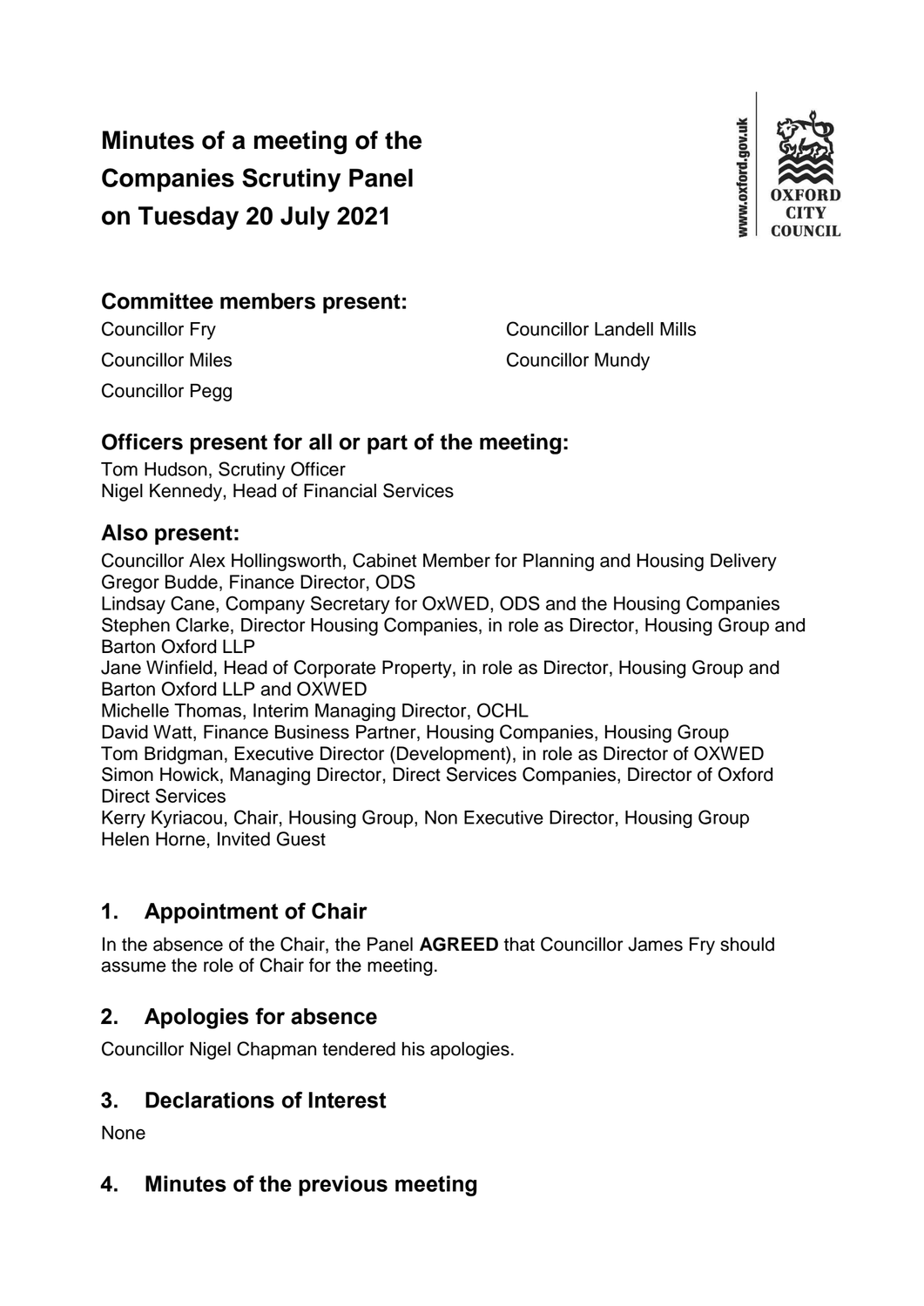# Minutes of a meeting of the Companies Scrutiny Panel on Tuesday 20 July 2021

## Committee members present:

Councillor Fry
Councillor Landell Mills
Councillor Miles
Councillor Mundy
Councillor Pegg

## Officers present for all or part of the meeting:

Tom Hudson, Scrutiny Officer
Nigel Kennedy, Head of Financial Services

## Also present:

Councillor Alex Hollingsworth, Cabinet Member for Planning and Housing Delivery
Gregor Budde, Finance Director, ODS
Lindsay Cane, Company Secretary for OxWED, ODS and the Housing Companies
Stephen Clarke, Director Housing Companies, in role as Director, Housing Group and Barton Oxford LLP
Jane Winfield, Head of Corporate Property, in role as Director, Housing Group and Barton Oxford LLP and OXWED
Michelle Thomas, Interim Managing Director, OCHL
David Watt, Finance Business Partner, Housing Companies, Housing Group
Tom Bridgman, Executive Director (Development), in role as Director of OXWED
Simon Howick, Managing Director, Direct Services Companies, Director of Oxford Direct Services
Kerry Kyriacou, Chair, Housing Group, Non Executive Director, Housing Group
Helen Horne, Invited Guest

## 1. Appointment of Chair

In the absence of the Chair, the Panel **AGREED** that Councillor James Fry should assume the role of Chair for the meeting.

## 2. Apologies for absence

Councillor Nigel Chapman tendered his apologies.

## 3. Declarations of Interest

None

## 4. Minutes of the previous meeting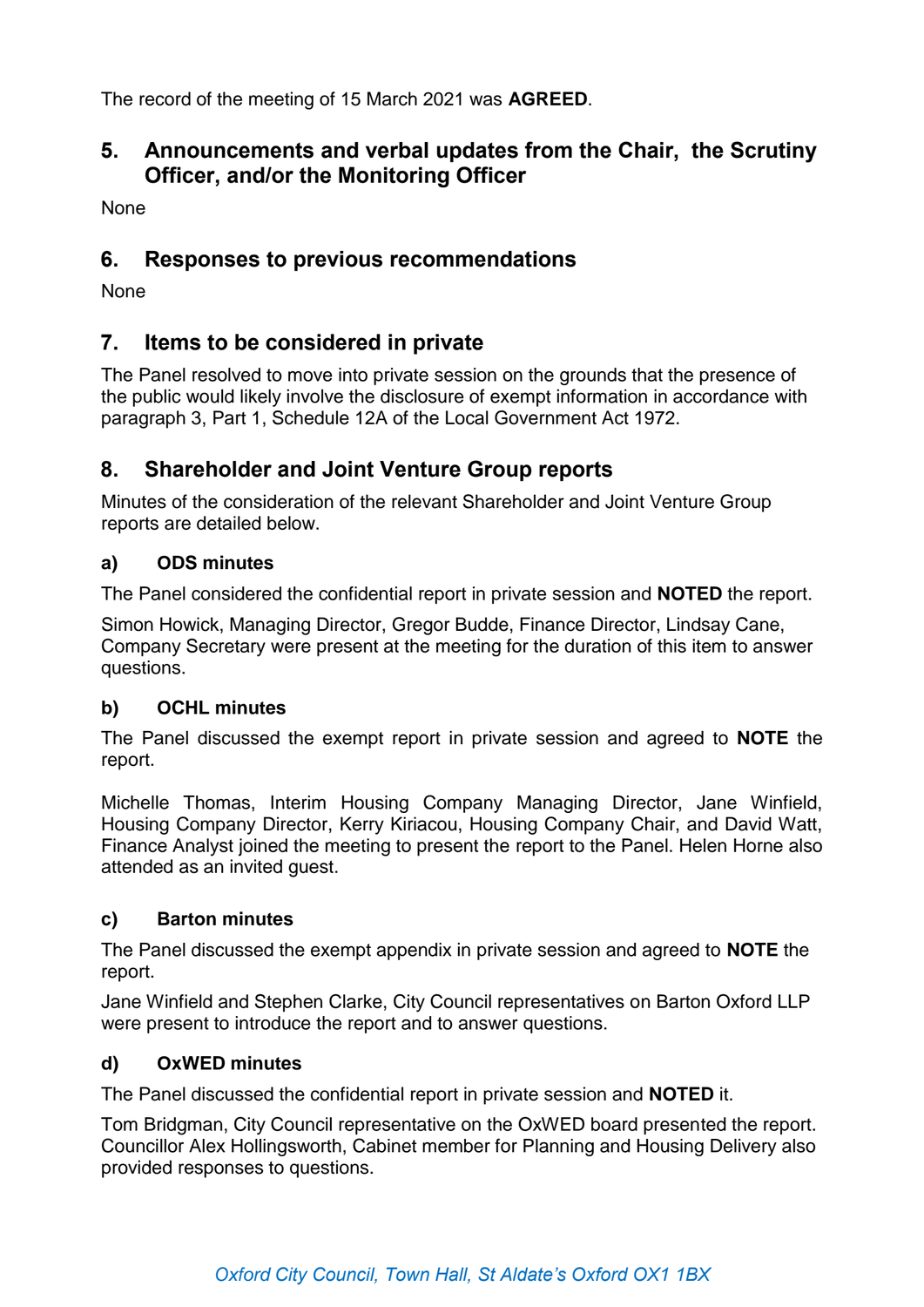The record of the meeting of 15 March 2021 was **AGREED**.

## 5. Announcements and verbal updates from the Chair, the Scrutiny Officer, and/or the Monitoring Officer

None

## 6. Responses to previous recommendations

None

## 7. Items to be considered in private

The Panel resolved to move into private session on the grounds that the presence of the public would likely involve the disclosure of exempt information in accordance with paragraph 3, Part 1, Schedule 12A of the Local Government Act 1972.

## 8. Shareholder and Joint Venture Group reports

Minutes of the consideration of the relevant Shareholder and Joint Venture Group reports are detailed below.

### a) ODS minutes

The Panel considered the confidential report in private session and **NOTED** the report.

Simon Howick, Managing Director, Gregor Budde, Finance Director, Lindsay Cane, Company Secretary were present at the meeting for the duration of this item to answer questions.

### b) OCHL minutes

The Panel discussed the exempt report in private session and agreed to **NOTE** the report.

Michelle Thomas, Interim Housing Company Managing Director, Jane Winfield, Housing Company Director, Kerry Kiriacou, Housing Company Chair, and David Watt, Finance Analyst joined the meeting to present the report to the Panel. Helen Horne also attended as an invited guest.

### c) Barton minutes

The Panel discussed the exempt appendix in private session and agreed to **NOTE** the report.

Jane Winfield and Stephen Clarke, City Council representatives on Barton Oxford LLP were present to introduce the report and to answer questions.

### d) OxWED minutes

The Panel discussed the confidential report in private session and **NOTED** it.

Tom Bridgman, City Council representative on the OxWED board presented the report. Councillor Alex Hollingsworth, Cabinet member for Planning and Housing Delivery also provided responses to questions.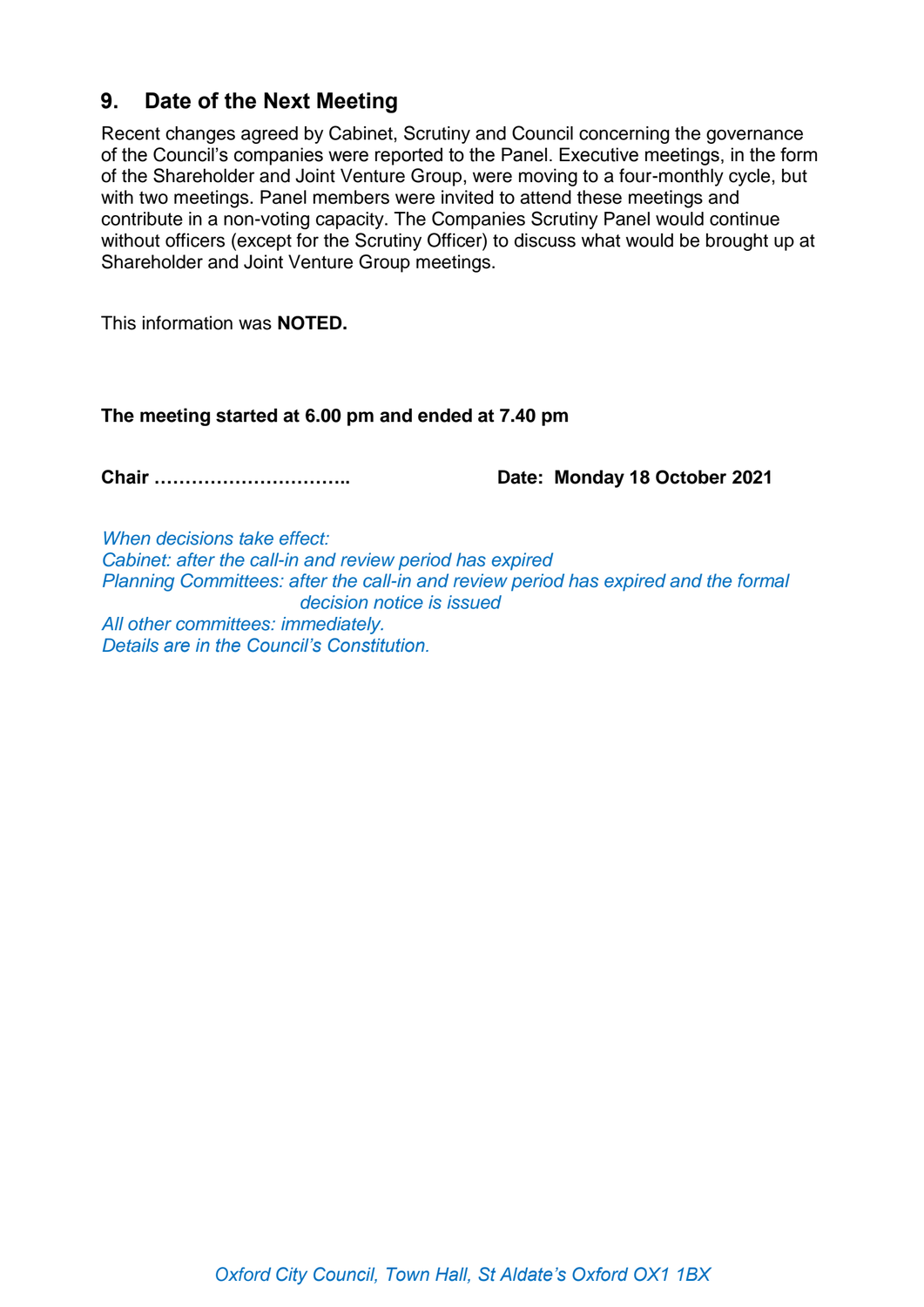## 9. Date of the Next Meeting

Recent changes agreed by Cabinet, Scrutiny and Council concerning the governance of the Council's companies were reported to the Panel. Executive meetings, in the form of the Shareholder and Joint Venture Group, were moving to a four-monthly cycle, but with two meetings. Panel members were invited to attend these meetings and contribute in a non-voting capacity. The Companies Scrutiny Panel would continue without officers (except for the Scrutiny Officer) to discuss what would be brought up at Shareholder and Joint Venture Group meetings.

This information was **NOTED.**

**The meeting started at 6.00 pm and ended at 7.40 pm**

**Chair …………………………..** **Date: Monday 18 October 2021**

*When decisions take effect:*
*Cabinet: after the call-in and review period has expired*
*Planning Committees: after the call-in and review period has expired and the formal decision notice is issued*
*All other committees: immediately.*
*Details are in the Council's Constitution.*

*Oxford City Council, Town Hall, St Aldate's Oxford OX1 1BX*